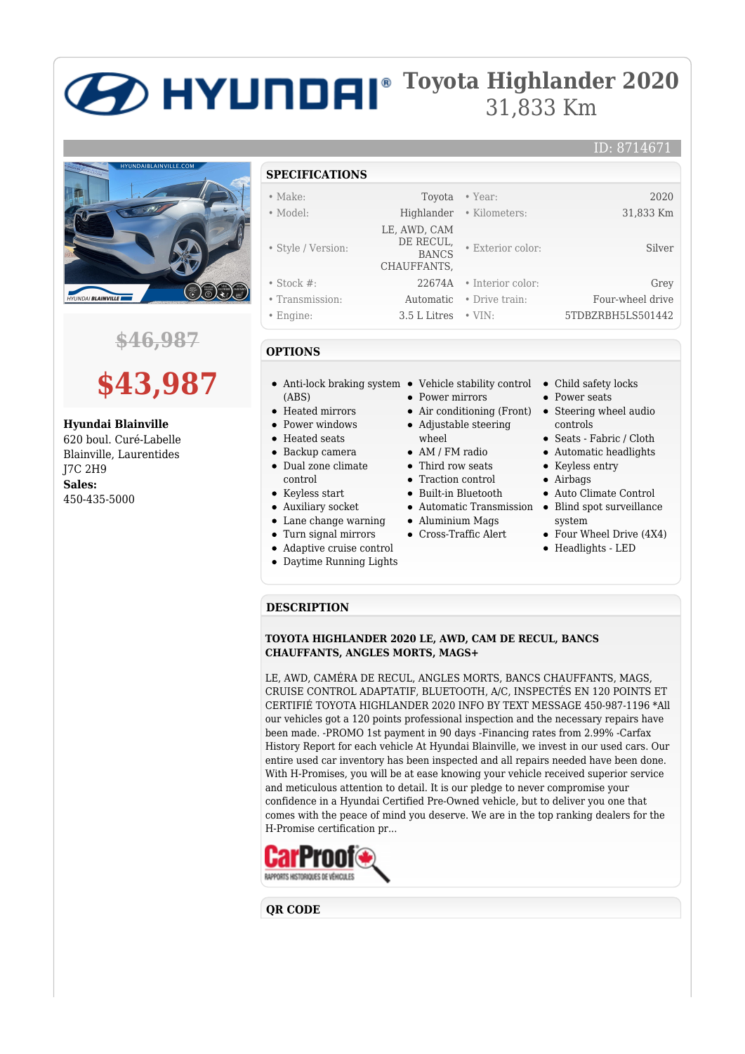# Toyota Highlander 2020

31,833 Km

ID: 8714671

~~$46,987~~

**$43,987**

**Hyundai Blainville**
620 boul. Curé-Labelle
Blainville, Laurentides
J7C 2H9
**Sales:**
450-435-5000

## SPECIFICATIONS

| | | | |
|---|---|---|---|
| • Make: | Toyota | • Year: | 2020 |
| • Model: | Highlander | • Kilometers: | 31,833 Km |
| • Style / Version: | LE, AWD, CAM DE RECUL, BANCS CHAUFFANTS, | • Exterior color: | Silver |
| • Stock #: | 22674A | • Interior color: | Grey |
| • Transmission: | Automatic | • Drive train: | Four-wheel drive |
| • Engine: | 3.5 L Litres | • VIN: | 5TDBZRBH5LS501442 |

## OPTIONS

- Anti-lock braking system (ABS)
- Heated mirrors
- Power windows
- Heated seats
- Backup camera
- Dual zone climate control
- Keyless start
- Auxiliary socket
- Lane change warning
- Turn signal mirrors
- Adaptive cruise control
- Daytime Running Lights
- Vehicle stability control
- Power mirrors
- Air conditioning (Front)
- Adjustable steering wheel
- AM / FM radio
- Third row seats
- Traction control
- Built-in Bluetooth
- Automatic Transmission
- Aluminium Mags
- Cross-Traffic Alert
- Child safety locks
- Power seats
- Steering wheel audio controls
- Seats - Fabric / Cloth
- Automatic headlights
- Keyless entry
- Airbags
- Auto Climate Control
- Blind spot surveillance system
- Four Wheel Drive (4X4)
- Headlights - LED

## DESCRIPTION

**TOYOTA HIGHLANDER 2020 LE, AWD, CAM DE RECUL, BANCS CHAUFFANTS, ANGLES MORTS, MAGS+**

LE, AWD, CAMÉRA DE RECUL, ANGLES MORTS, BANCS CHAUFFANTS, MAGS, CRUISE CONTROL ADAPTATIF, BLUETOOTH, A/C, INSPECTÉS EN 120 POINTS ET CERTIFIÉ TOYOTA HIGHLANDER 2020 INFO BY TEXT MESSAGE 450-987-1196 *All our vehicles got a 120 points professional inspection and the necessary repairs have been made. -PROMO 1st payment in 90 days -Financing rates from 2.99% -Carfax History Report for each vehicle At Hyundai Blainville, we invest in our used cars. Our entire used car inventory has been inspected and all repairs needed have been done. With H-Promises, you will be at ease knowing your vehicle received superior service and meticulous attention to detail. It is our pledge to never compromise your confidence in a Hyundai Certified Pre-Owned vehicle, but to deliver you one that comes with the peace of mind you deserve. We are in the top ranking dealers for the H-Promise certification pr...

## QR CODE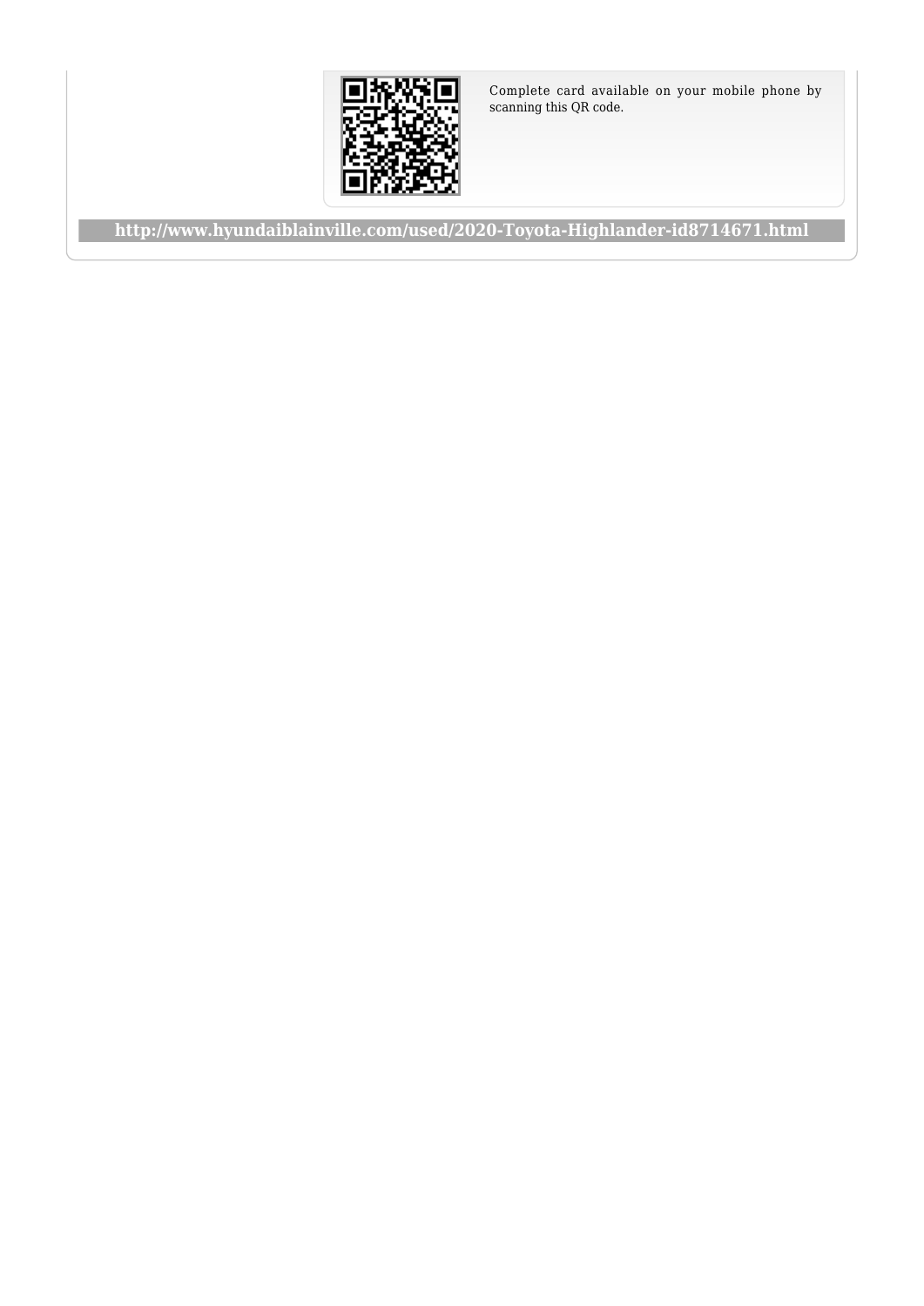Complete card available on your mobile phone by scanning this QR code.

**http://www.hyundaiblainville.com/used/2020-Toyota-Highlander-id8714671.html**